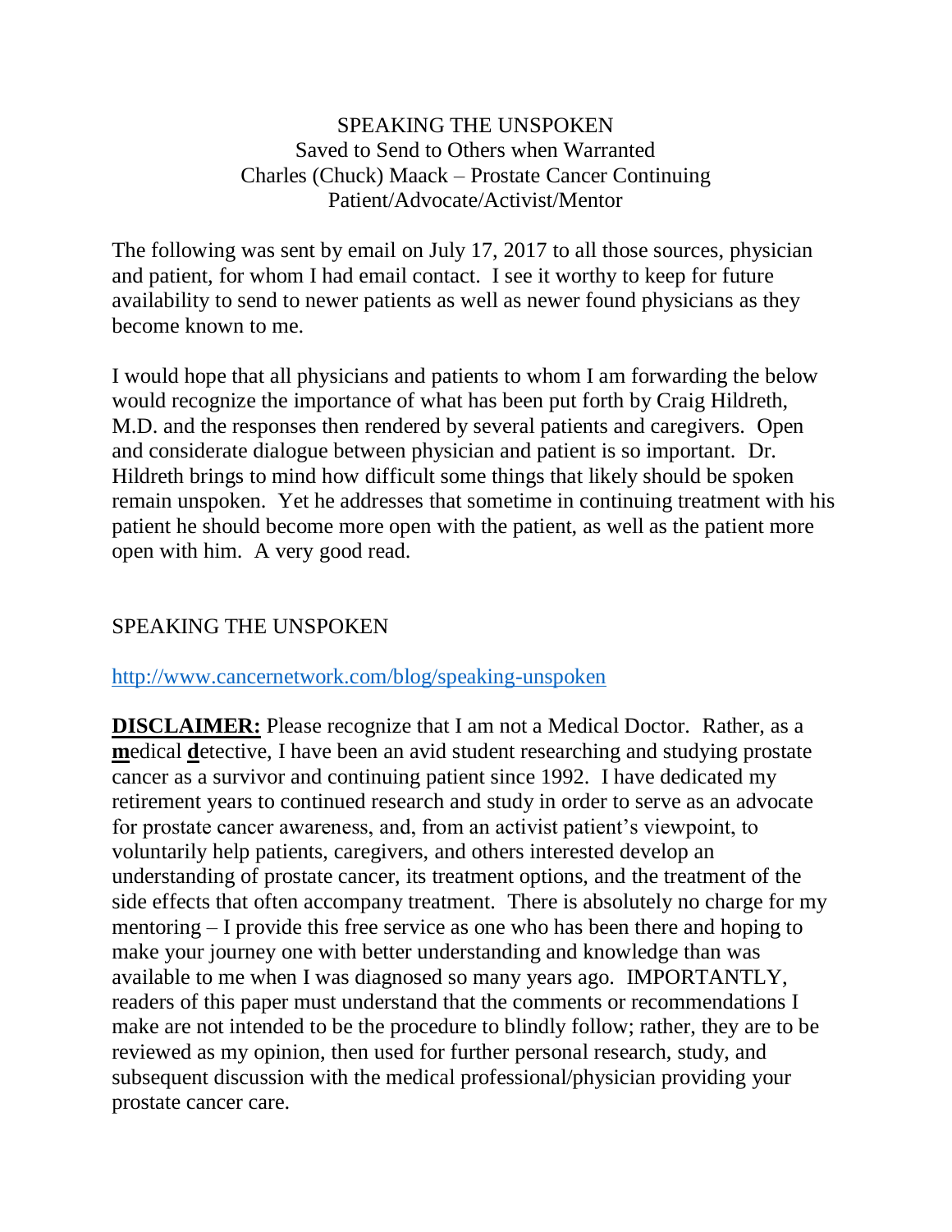SPEAKING THE UNSPOKEN
Saved to Send to Others when Warranted
Charles (Chuck) Maack – Prostate Cancer Continuing
Patient/Advocate/Activist/Mentor

The following was sent by email on July 17, 2017 to all those sources, physician and patient, for whom I had email contact. I see it worthy to keep for future availability to send to newer patients as well as newer found physicians as they become known to me.

I would hope that all physicians and patients to whom I am forwarding the below would recognize the importance of what has been put forth by Craig Hildreth, M.D. and the responses then rendered by several patients and caregivers. Open and considerate dialogue between physician and patient is so important. Dr. Hildreth brings to mind how difficult some things that likely should be spoken remain unspoken. Yet he addresses that sometime in continuing treatment with his patient he should become more open with the patient, as well as the patient more open with him. A very good read.

SPEAKING THE UNSPOKEN

http://www.cancernetwork.com/blog/speaking-unspoken

**DISCLAIMER:** Please recognize that I am not a Medical Doctor. Rather, as a **m**edical **d**etective, I have been an avid student researching and studying prostate cancer as a survivor and continuing patient since 1992. I have dedicated my retirement years to continued research and study in order to serve as an advocate for prostate cancer awareness, and, from an activist patient's viewpoint, to voluntarily help patients, caregivers, and others interested develop an understanding of prostate cancer, its treatment options, and the treatment of the side effects that often accompany treatment. There is absolutely no charge for my mentoring – I provide this free service as one who has been there and hoping to make your journey one with better understanding and knowledge than was available to me when I was diagnosed so many years ago. IMPORTANTLY, readers of this paper must understand that the comments or recommendations I make are not intended to be the procedure to blindly follow; rather, they are to be reviewed as my opinion, then used for further personal research, study, and subsequent discussion with the medical professional/physician providing your prostate cancer care.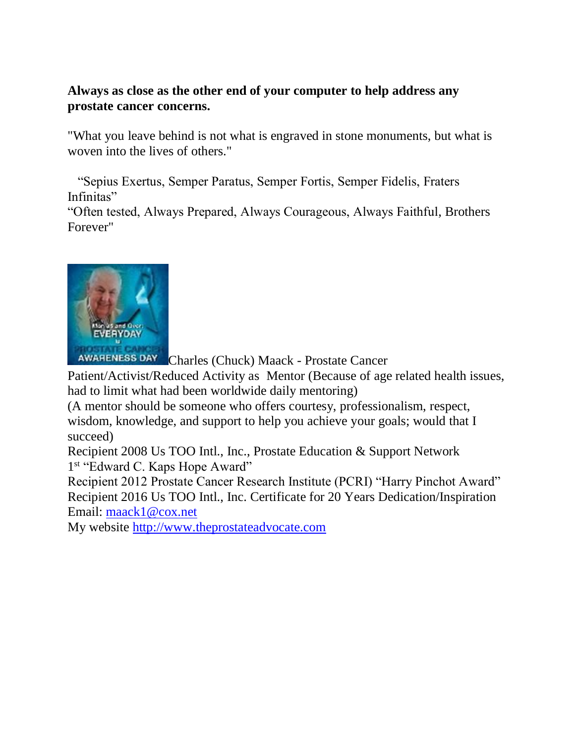**Always as close as the other end of your computer to help address any prostate cancer concerns.**

"What you leave behind is not what is engraved in stone monuments, but what is woven into the lives of others."

"Sepius Exertus, Semper Paratus, Semper Fortis, Semper Fidelis, Fraters Infinitas"
"Often tested, Always Prepared, Always Courageous, Always Faithful, Brothers Forever"

Charles (Chuck) Maack - Prostate Cancer Patient/Activist/Reduced Activity as Mentor (Because of age related health issues, had to limit what had been worldwide daily mentoring)
(A mentor should be someone who offers courtesy, professionalism, respect, wisdom, knowledge, and support to help you achieve your goals; would that I succeed)
Recipient 2008 Us TOO Intl., Inc., Prostate Education & Support Network 1st "Edward C. Kaps Hope Award"
Recipient 2012 Prostate Cancer Research Institute (PCRI) "Harry Pinchot Award"
Recipient 2016 Us TOO Intl., Inc. Certificate for 20 Years Dedication/Inspiration
Email: maack1@cox.net
My website http://www.theprostateadvocate.com